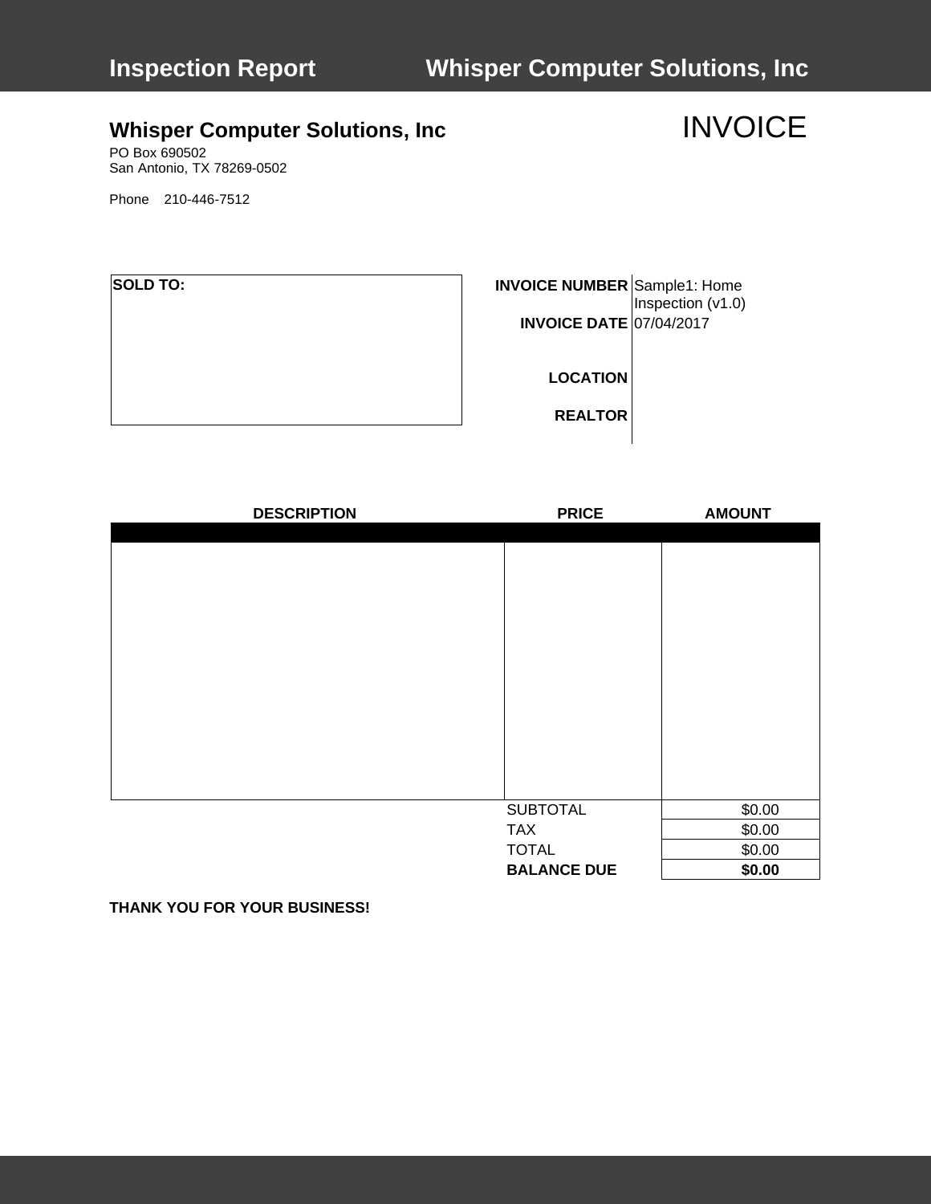# Whisper Computer Solutions, Inc

PO Box 690502
San Antonio, TX 78269-0502

Phone 210-446-7512

# INVOICE

**SOLD TO:**

| | |
|---|---|
| **INVOICE NUMBER** | Sample1: Home Inspection (v1.0) |
| **INVOICE DATE** | 07/04/2017 |
| **LOCATION** | |
| **REALTOR** | |

| DESCRIPTION | PRICE | AMOUNT |
|---|---|---|
| | | |
| | SUBTOTAL | $0.00 |
| | TAX | $0.00 |
| | TOTAL | $0.00 |
| | **BALANCE DUE** | **$0.00** |

**THANK YOU FOR YOUR BUSINESS!**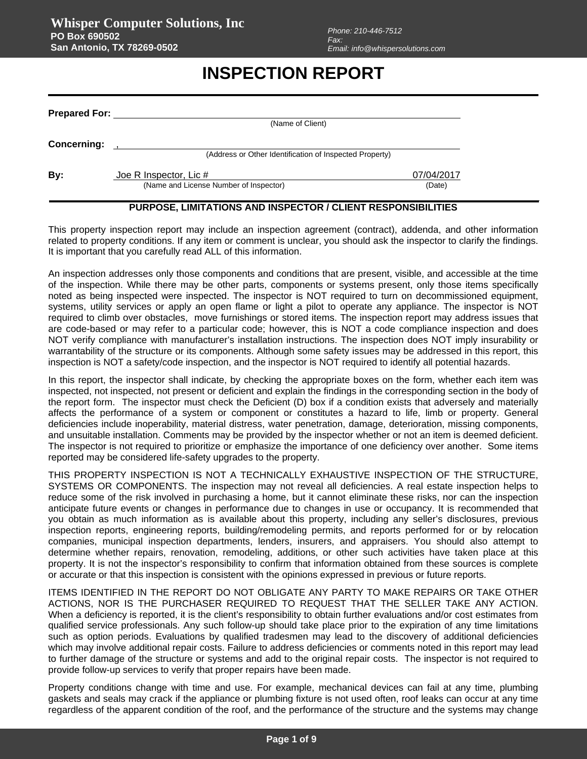**Whisper Computer Solutions, Inc**
**PO Box 690502**
**San Antonio, TX 78269-0502**

Phone: 210-446-7512
Fax:
Email: info@whispersolutions.com

# INSPECTION REPORT

**Prepared For:** ______________________________
(Name of Client)

**Concerning:** ,
(Address or Other Identification of Inspected Property)

**By:** Joe R Inspector, Lic # 07/04/2017
(Name and License Number of Inspector) (Date)

## PURPOSE, LIMITATIONS AND INSPECTOR / CLIENT RESPONSIBILITIES

This property inspection report may include an inspection agreement (contract), addenda, and other information related to property conditions. If any item or comment is unclear, you should ask the inspector to clarify the findings. It is important that you carefully read ALL of this information.

An inspection addresses only those components and conditions that are present, visible, and accessible at the time of the inspection. While there may be other parts, components or systems present, only those items specifically noted as being inspected were inspected. The inspector is NOT required to turn on decommissioned equipment, systems, utility services or apply an open flame or light a pilot to operate any appliance. The inspector is NOT required to climb over obstacles, move furnishings or stored items. The inspection report may address issues that are code-based or may refer to a particular code; however, this is NOT a code compliance inspection and does NOT verify compliance with manufacturer's installation instructions. The inspection does NOT imply insurability or warrantability of the structure or its components. Although some safety issues may be addressed in this report, this inspection is NOT a safety/code inspection, and the inspector is NOT required to identify all potential hazards.

In this report, the inspector shall indicate, by checking the appropriate boxes on the form, whether each item was inspected, not inspected, not present or deficient and explain the findings in the corresponding section in the body of the report form. The inspector must check the Deficient (D) box if a condition exists that adversely and materially affects the performance of a system or component or constitutes a hazard to life, limb or property. General deficiencies include inoperability, material distress, water penetration, damage, deterioration, missing components, and unsuitable installation. Comments may be provided by the inspector whether or not an item is deemed deficient. The inspector is not required to prioritize or emphasize the importance of one deficiency over another. Some items reported may be considered life-safety upgrades to the property.

THIS PROPERTY INSPECTION IS NOT A TECHNICALLY EXHAUSTIVE INSPECTION OF THE STRUCTURE, SYSTEMS OR COMPONENTS. The inspection may not reveal all deficiencies. A real estate inspection helps to reduce some of the risk involved in purchasing a home, but it cannot eliminate these risks, nor can the inspection anticipate future events or changes in performance due to changes in use or occupancy. It is recommended that you obtain as much information as is available about this property, including any seller's disclosures, previous inspection reports, engineering reports, building/remodeling permits, and reports performed for or by relocation companies, municipal inspection departments, lenders, insurers, and appraisers. You should also attempt to determine whether repairs, renovation, remodeling, additions, or other such activities have taken place at this property. It is not the inspector's responsibility to confirm that information obtained from these sources is complete or accurate or that this inspection is consistent with the opinions expressed in previous or future reports.

ITEMS IDENTIFIED IN THE REPORT DO NOT OBLIGATE ANY PARTY TO MAKE REPAIRS OR TAKE OTHER ACTIONS, NOR IS THE PURCHASER REQUIRED TO REQUEST THAT THE SELLER TAKE ANY ACTION. When a deficiency is reported, it is the client's responsibility to obtain further evaluations and/or cost estimates from qualified service professionals. Any such follow-up should take place prior to the expiration of any time limitations such as option periods. Evaluations by qualified tradesmen may lead to the discovery of additional deficiencies which may involve additional repair costs. Failure to address deficiencies or comments noted in this report may lead to further damage of the structure or systems and add to the original repair costs. The inspector is not required to provide follow-up services to verify that proper repairs have been made.

Property conditions change with time and use. For example, mechanical devices can fail at any time, plumbing gaskets and seals may crack if the appliance or plumbing fixture is not used often, roof leaks can occur at any time regardless of the apparent condition of the roof, and the performance of the structure and the systems may change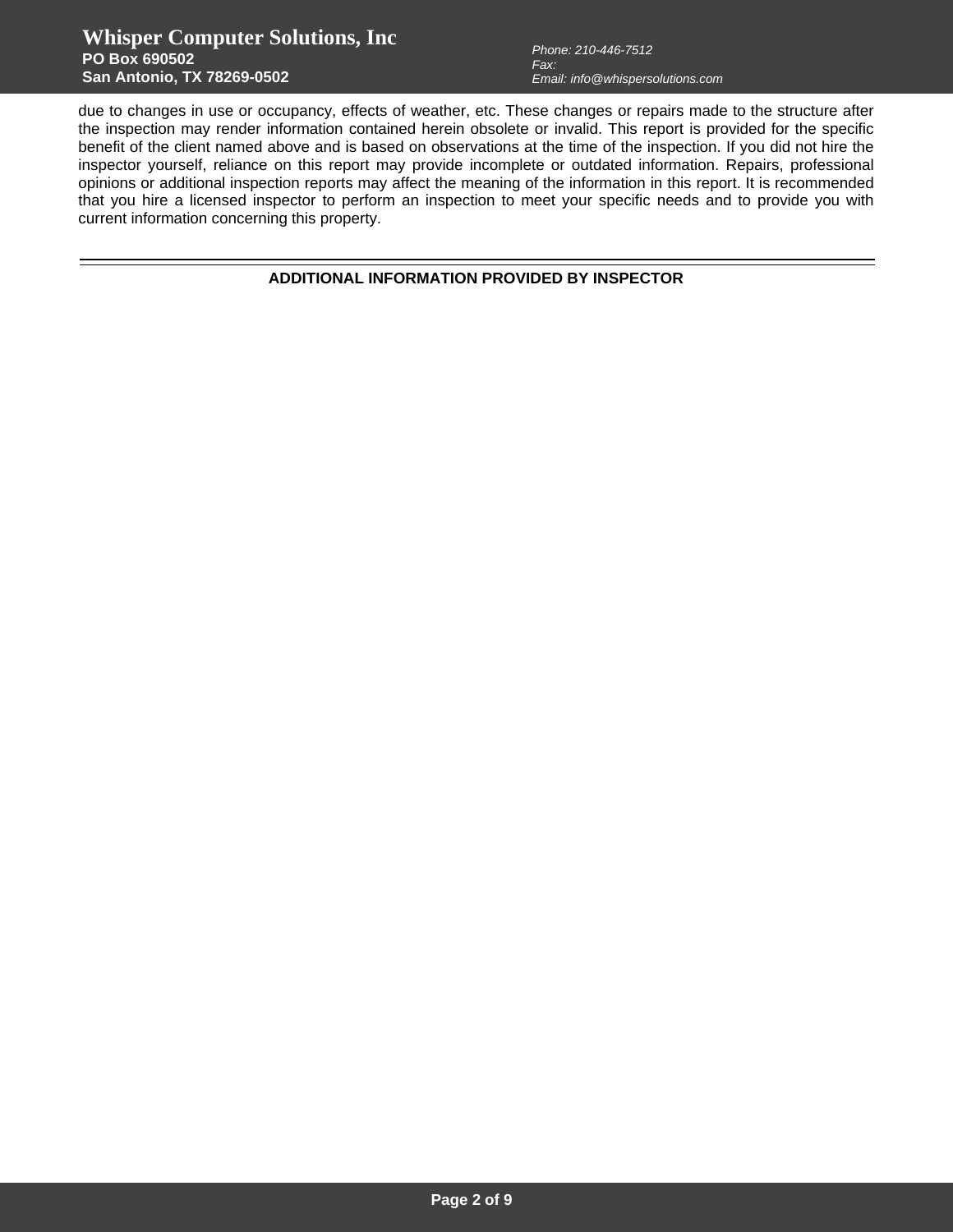due to changes in use or occupancy, effects of weather, etc. These changes or repairs made to the structure after the inspection may render information contained herein obsolete or invalid. This report is provided for the specific benefit of the client named above and is based on observations at the time of the inspection. If you did not hire the inspector yourself, reliance on this report may provide incomplete or outdated information. Repairs, professional opinions or additional inspection reports may affect the meaning of the information in this report. It is recommended that you hire a licensed inspector to perform an inspection to meet your specific needs and to provide you with current information concerning this property.

---

## ADDITIONAL INFORMATION PROVIDED BY INSPECTOR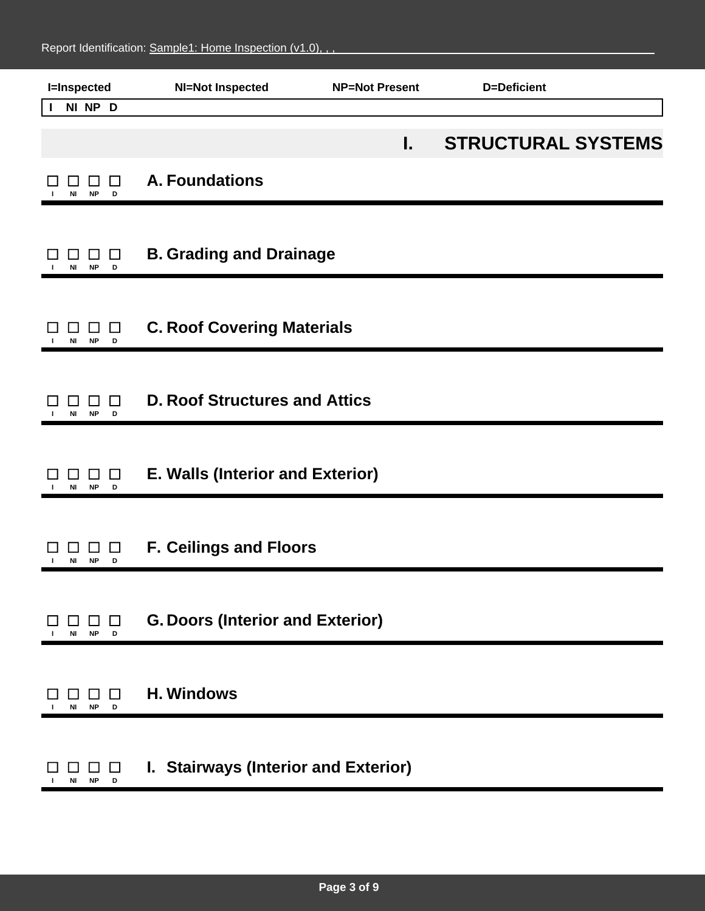I=Inspected NI=Not Inspected NP=Not Present D=Deficient

I NI NP D

# I. STRUCTURAL SYSTEMS

☐ ☐ ☐ ☐ **A. Foundations**
I NI NP D

---

☐ ☐ ☐ ☐ **B. Grading and Drainage**
I NI NP D

---

☐ ☐ ☐ ☐ **C. Roof Covering Materials**
I NI NP D

---

☐ ☐ ☐ ☐ **D. Roof Structures and Attics**
I NI NP D

---

☐ ☐ ☐ ☐ **E. Walls (Interior and Exterior)**
I NI NP D

---

☐ ☐ ☐ ☐ **F. Ceilings and Floors**
I NI NP D

---

☐ ☐ ☐ ☐ **G. Doors (Interior and Exterior)**
I NI NP D

---

☐ ☐ ☐ ☐ **H. Windows**
I NI NP D

---

☐ ☐ ☐ ☐ **I. Stairways (Interior and Exterior)**
I NI NP D

---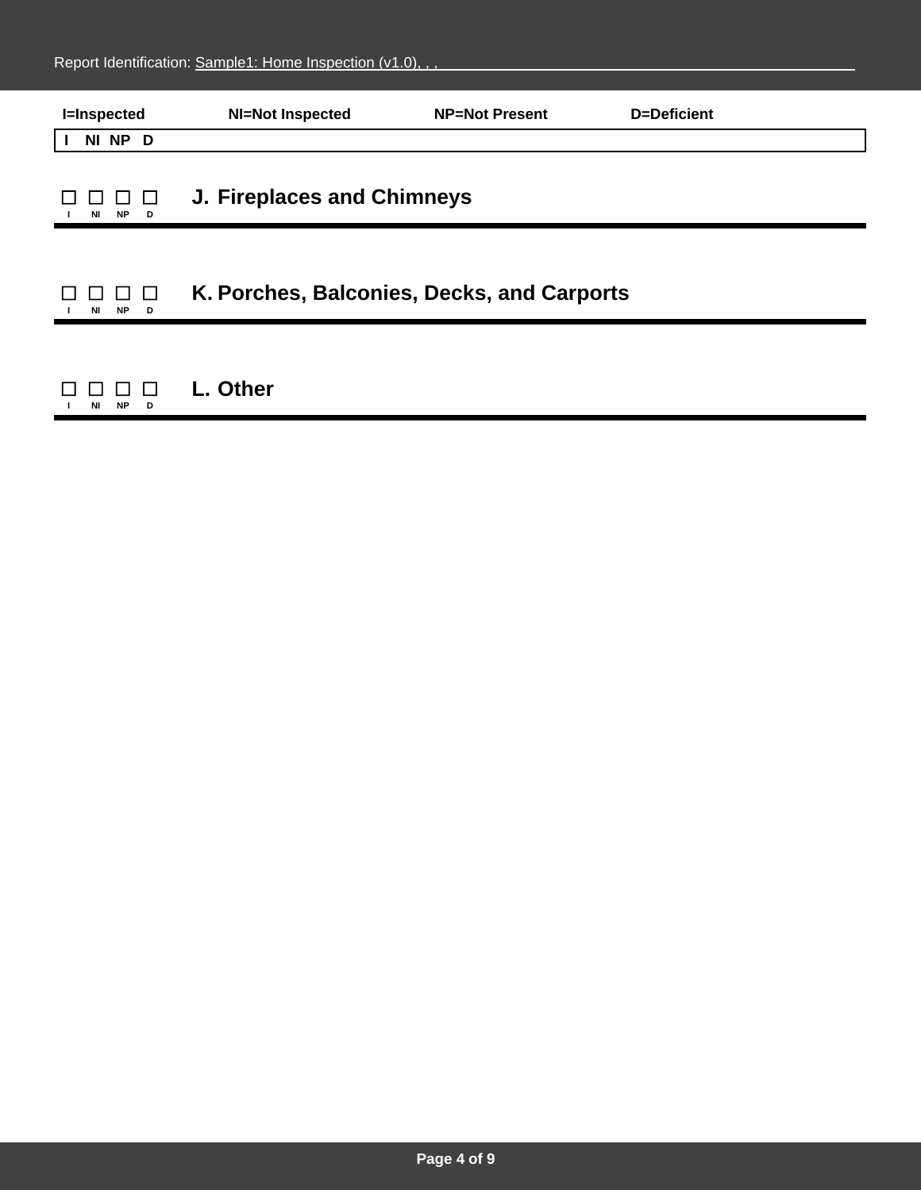I=Inspected NI=Not Inspected NP=Not Present D=Deficient

| I | NI | NP | D |
|---|---|---|---|

☐ ☐ ☐ ☐ 
I NI NP D

## J. Fireplaces and Chimneys

☐ ☐ ☐ ☐ 
I NI NP D

## K. Porches, Balconies, Decks, and Carports

☐ ☐ ☐ ☐ 
I NI NP D

## L. Other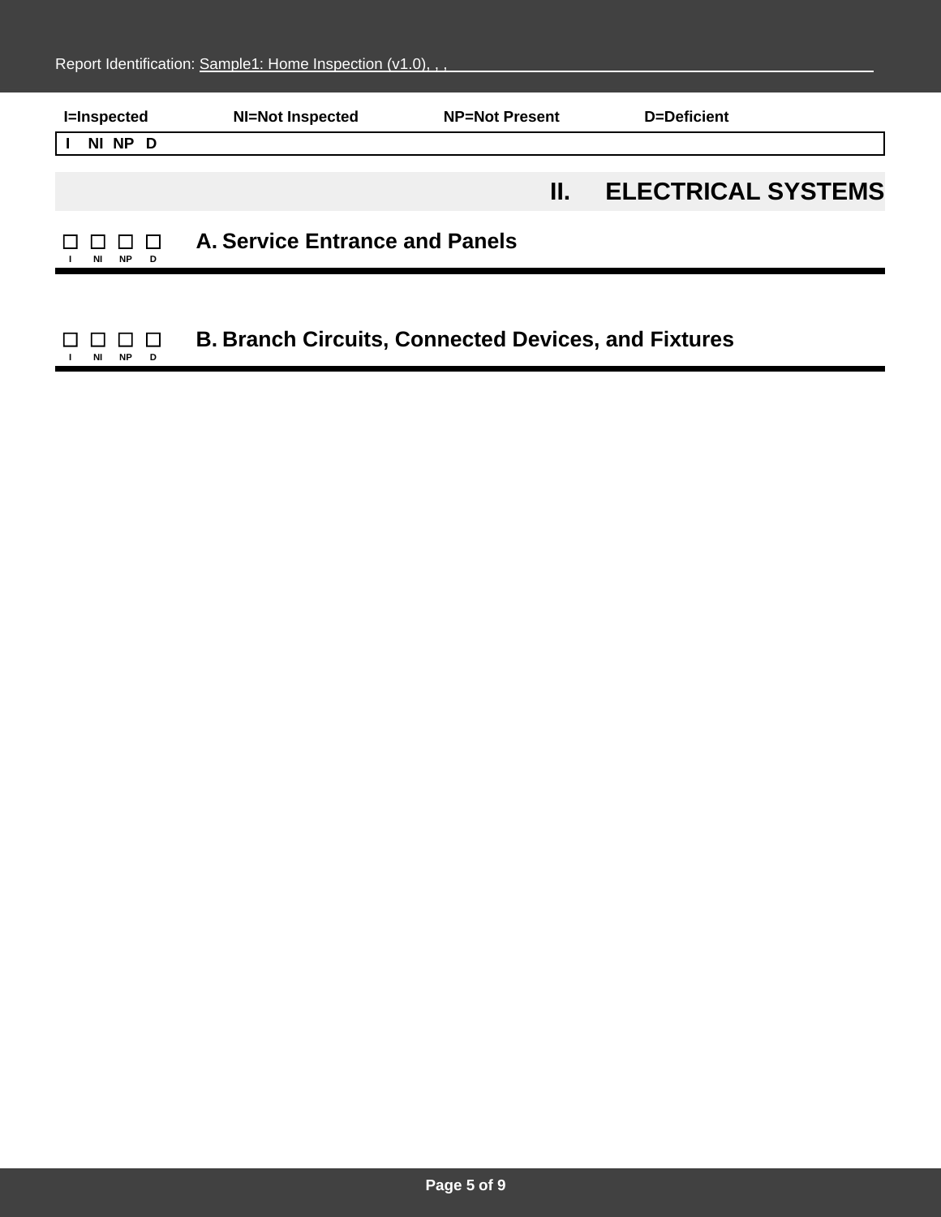I=Inspected NI=Not Inspected NP=Not Present D=Deficient

| I NI NP D |
|---|

## II. ELECTRICAL SYSTEMS

☐ ☐ ☐ ☐ **A. Service Entrance and Panels**
I NI NP D

☐ ☐ ☐ ☐ **B. Branch Circuits, Connected Devices, and Fixtures**
I NI NP D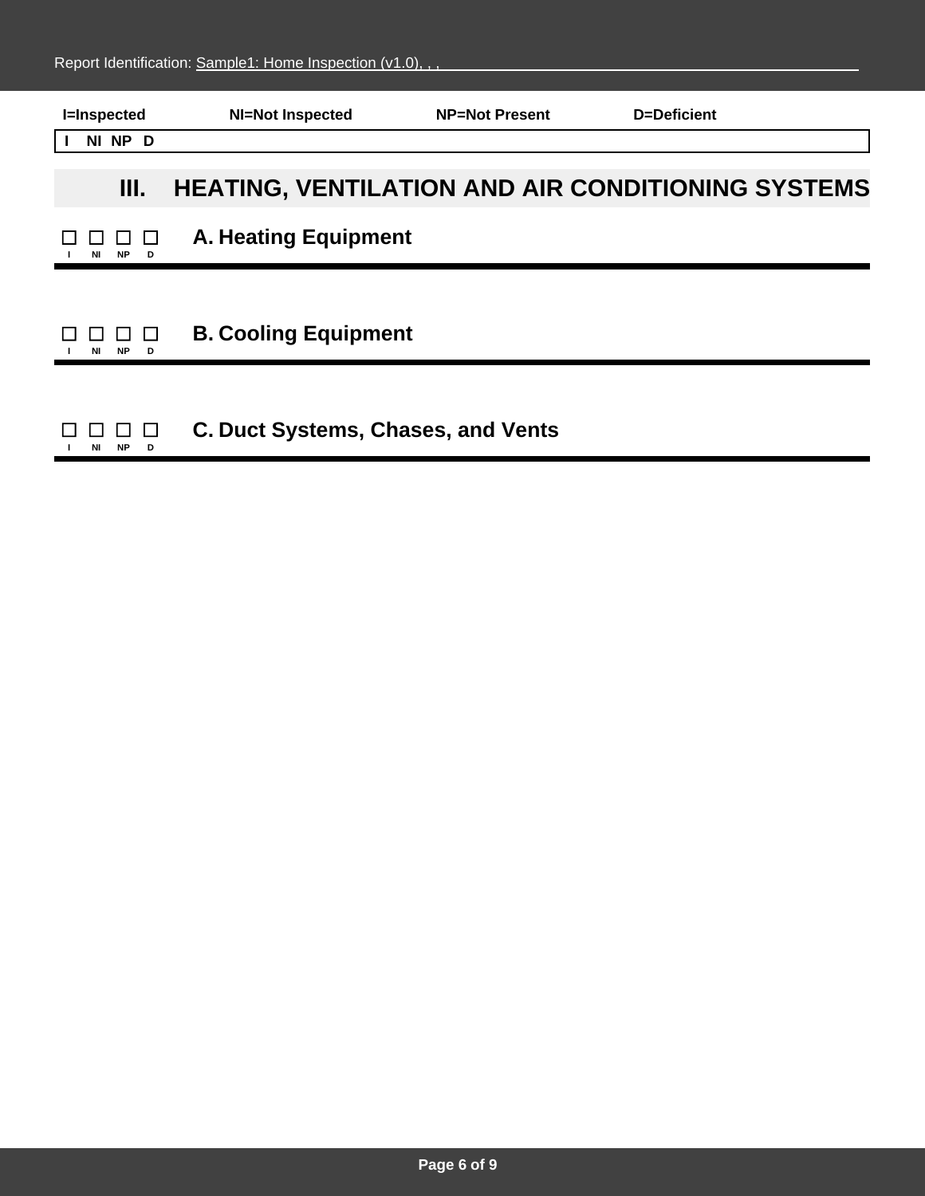I=Inspected NI=Not Inspected NP=Not Present D=Deficient

**I NI NP D**

## III. HEATING, VENTILATION AND AIR CONDITIONING SYSTEMS

☐ ☐ ☐ ☐ **A. Heating Equipment**
I NI NP D

---

☐ ☐ ☐ ☐ **B. Cooling Equipment**
I NI NP D

---

☐ ☐ ☐ ☐ **C. Duct Systems, Chases, and Vents**
I NI NP D

---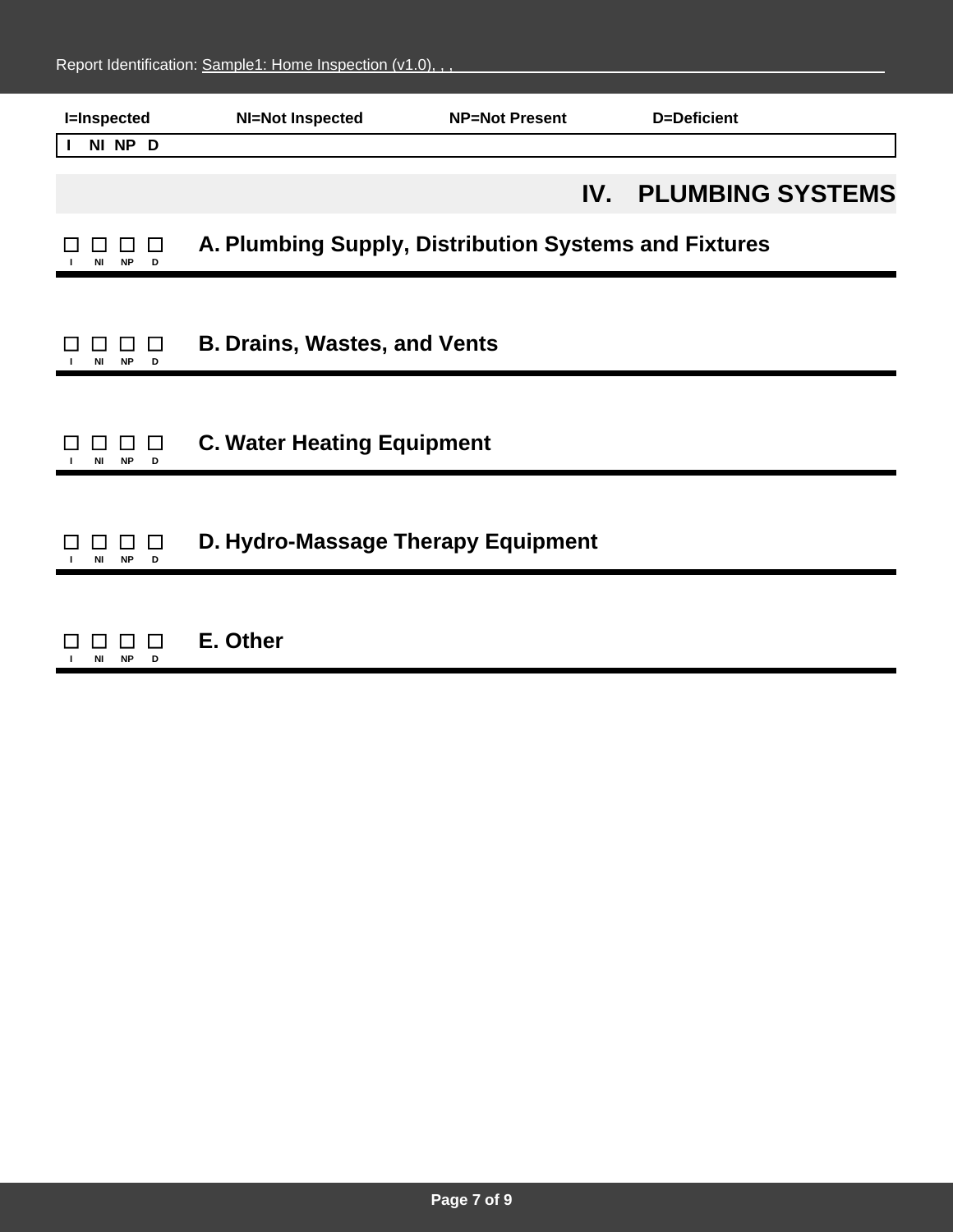I=Inspected NI=Not Inspected NP=Not Present D=Deficient

| I | NI | NP | D |
|---|---|---|---|

## IV. PLUMBING SYSTEMS

☐ ☐ ☐ ☐ **A. Plumbing Supply, Distribution Systems and Fixtures**
I NI NP D

☐ ☐ ☐ ☐ **B. Drains, Wastes, and Vents**
I NI NP D

☐ ☐ ☐ ☐ **C. Water Heating Equipment**
I NI NP D

☐ ☐ ☐ ☐ **D. Hydro-Massage Therapy Equipment**
I NI NP D

☐ ☐ ☐ ☐ **E. Other**
I NI NP D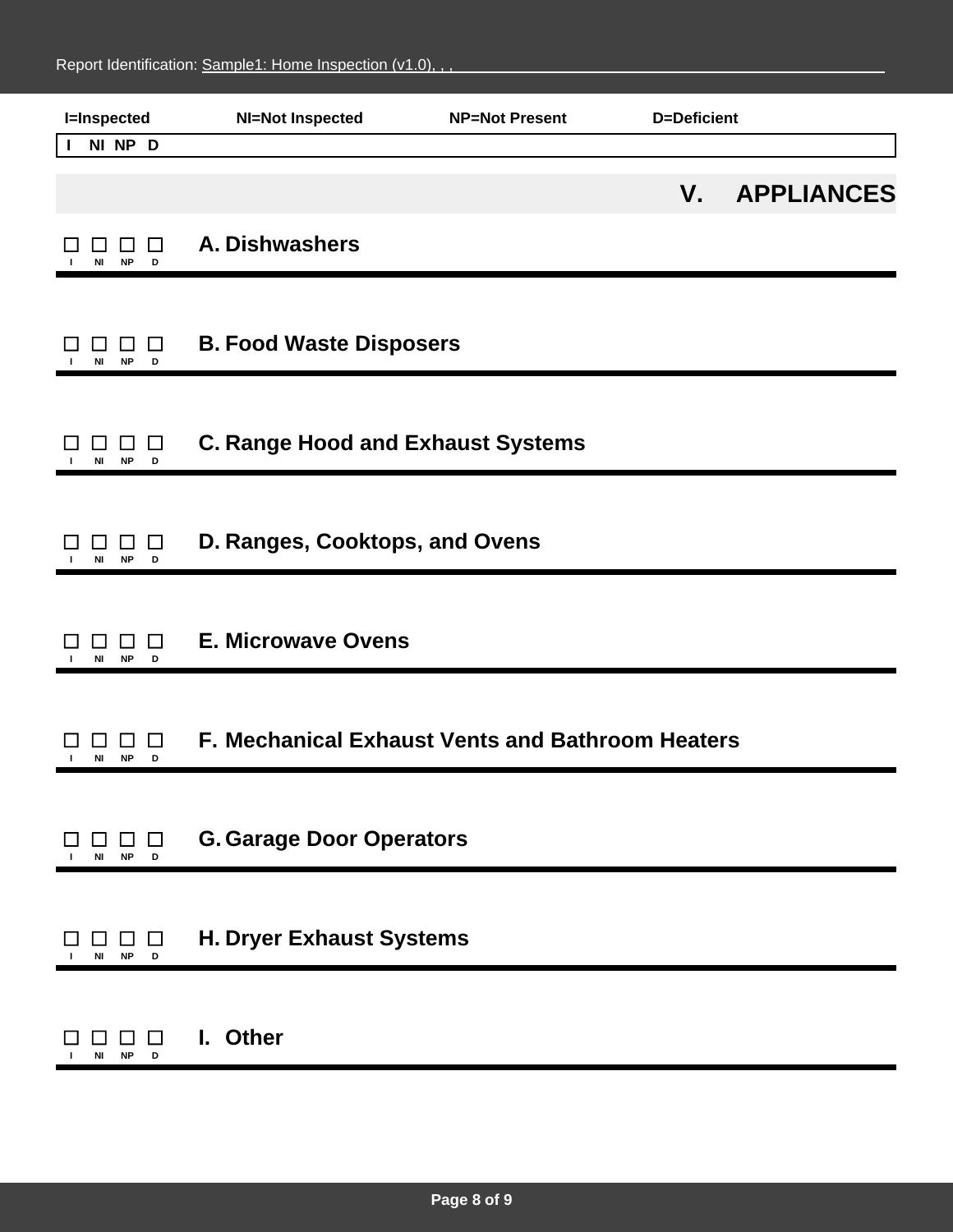I=Inspected NI=Not Inspected NP=Not Present D=Deficient

I NI NP D

## V. APPLIANCES

☐ ☐ ☐ ☐ **A. Dishwashers**
I NI NP D

☐ ☐ ☐ ☐ **B. Food Waste Disposers**
I NI NP D

☐ ☐ ☐ ☐ **C. Range Hood and Exhaust Systems**
I NI NP D

☐ ☐ ☐ ☐ **D. Ranges, Cooktops, and Ovens**
I NI NP D

☐ ☐ ☐ ☐ **E. Microwave Ovens**
I NI NP D

☐ ☐ ☐ ☐ **F. Mechanical Exhaust Vents and Bathroom Heaters**
I NI NP D

☐ ☐ ☐ ☐ **G. Garage Door Operators**
I NI NP D

☐ ☐ ☐ ☐ **H. Dryer Exhaust Systems**
I NI NP D

☐ ☐ ☐ ☐ **I. Other**
I NI NP D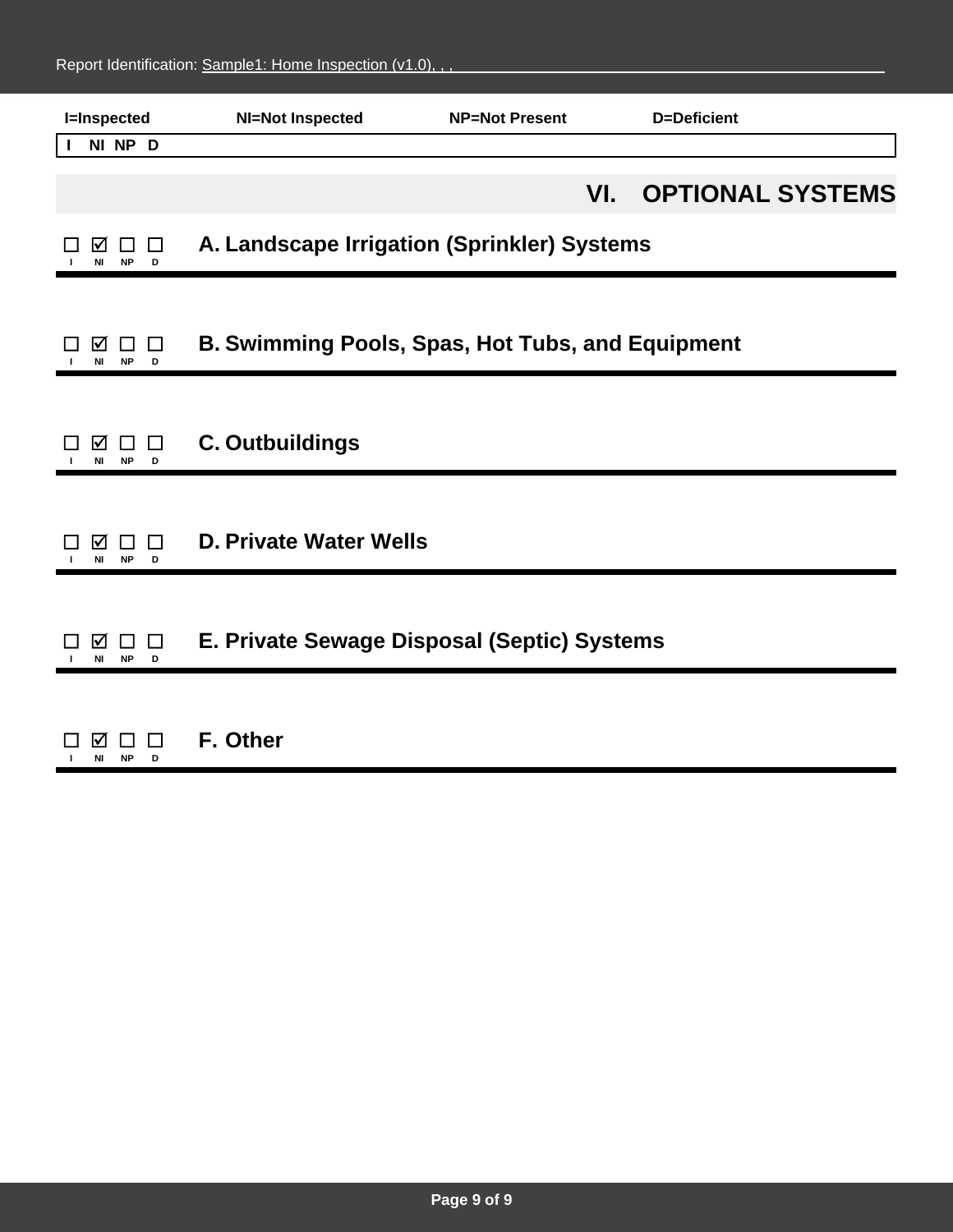I=Inspected NI=Not Inspected NP=Not Present D=Deficient

I NI NP D

## VI. OPTIONAL SYSTEMS

☐ ☑ ☐ ☐ **A. Landscape Irrigation (Sprinkler) Systems**
I NI NP D

☐ ☑ ☐ ☐ **B. Swimming Pools, Spas, Hot Tubs, and Equipment**
I NI NP D

☐ ☑ ☐ ☐ **C. Outbuildings**
I NI NP D

☐ ☑ ☐ ☐ **D. Private Water Wells**
I NI NP D

☐ ☑ ☐ ☐ **E. Private Sewage Disposal (Septic) Systems**
I NI NP D

☐ ☑ ☐ ☐ **F. Other**
I NI NP D